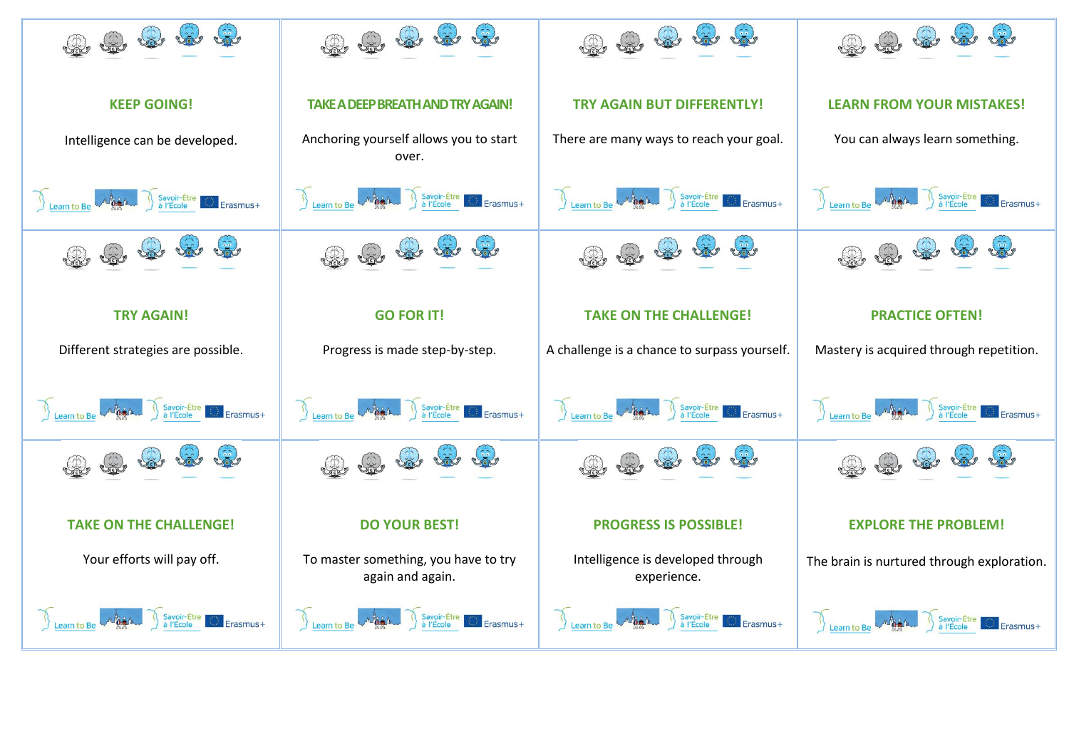**KEEP GOING!**

Intelligence can be developed.

Learn to Be | Savoir-Être à l'École | Erasmus+

---

**TAKE A DEEP BREATH AND TRY AGAIN!**

Anchoring yourself allows you to start over.

Learn to Be | Savoir-Être à l'École | Erasmus+

---

**TRY AGAIN BUT DIFFERENTLY!**

There are many ways to reach your goal.

Learn to Be | Savoir-Être à l'École | Erasmus+

---

**LEARN FROM YOUR MISTAKES!**

You can always learn something.

Learn to Be | Savoir-Être à l'École | Erasmus+

---

**TRY AGAIN!**

Different strategies are possible.

Learn to Be | Savoir-Être à l'École | Erasmus+

---

**GO FOR IT!**

Progress is made step-by-step.

Learn to Be | Savoir-Être à l'École | Erasmus+

---

**TAKE ON THE CHALLENGE!**

A challenge is a chance to surpass yourself.

Learn to Be | Savoir-Être à l'École | Erasmus+

---

**PRACTICE OFTEN!**

Mastery is acquired through repetition.

Learn to Be | Savoir-Être à l'École | Erasmus+

---

**TAKE ON THE CHALLENGE!**

Your efforts will pay off.

Learn to Be | Savoir-Être à l'École | Erasmus+

---

**DO YOUR BEST!**

To master something, you have to try again and again.

Learn to Be | Savoir-Être à l'École | Erasmus+

---

**PROGRESS IS POSSIBLE!**

Intelligence is developed through experience.

Learn to Be | Savoir-Être à l'École | Erasmus+

---

**EXPLORE THE PROBLEM!**

The brain is nurtured through exploration.

Learn to Be | Savoir-Être à l'École | Erasmus+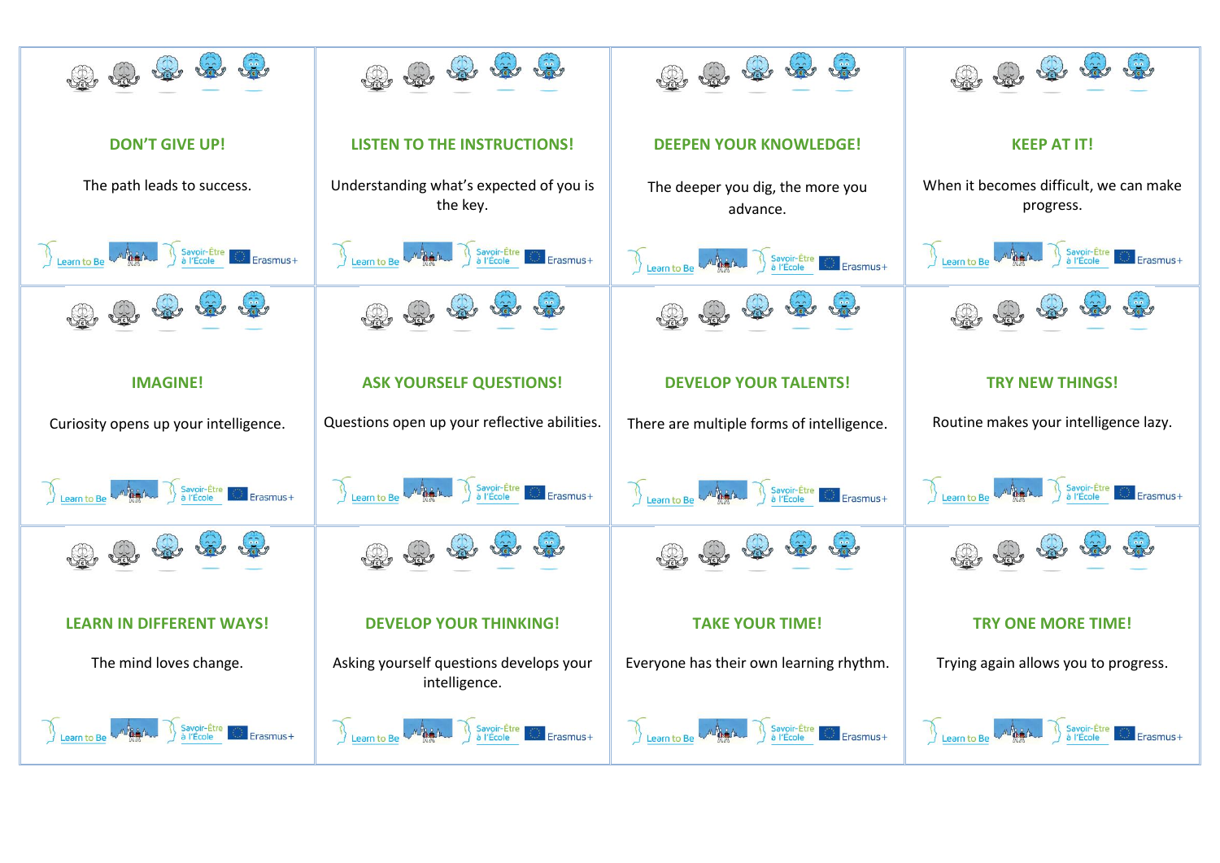## DON'T GIVE UP!

The path leads to success.

Learn to Be Savoir-Être à l'École Erasmus+

## LISTEN TO THE INSTRUCTIONS!

Understanding what's expected of you is the key.

Learn to Be Savoir-Être à l'École Erasmus+

## DEEPEN YOUR KNOWLEDGE!

The deeper you dig, the more you advance.

Learn to Be Savoir-Être à l'École Erasmus+

## KEEP AT IT!

When it becomes difficult, we can make progress.

Learn to Be Savoir-Être à l'École Erasmus+

## IMAGINE!

Curiosity opens up your intelligence.

Learn to Be Savoir-Être à l'École Erasmus+

## ASK YOURSELF QUESTIONS!

Questions open up your reflective abilities.

Learn to Be Savoir-Être à l'École Erasmus+

## DEVELOP YOUR TALENTS!

There are multiple forms of intelligence.

Learn to Be Savoir-Être à l'École Erasmus+

## TRY NEW THINGS!

Routine makes your intelligence lazy.

Learn to Be Savoir-Être à l'École Erasmus+

## LEARN IN DIFFERENT WAYS!

The mind loves change.

Learn to Be Savoir-Être à l'École Erasmus+

## DEVELOP YOUR THINKING!

Asking yourself questions develops your intelligence.

Learn to Be Savoir-Être à l'École Erasmus+

## TAKE YOUR TIME!

Everyone has their own learning rhythm.

Learn to Be Savoir-Être à l'École Erasmus+

## TRY ONE MORE TIME!

Trying again allows you to progress.

Learn to Be Savoir-Être à l'École Erasmus+